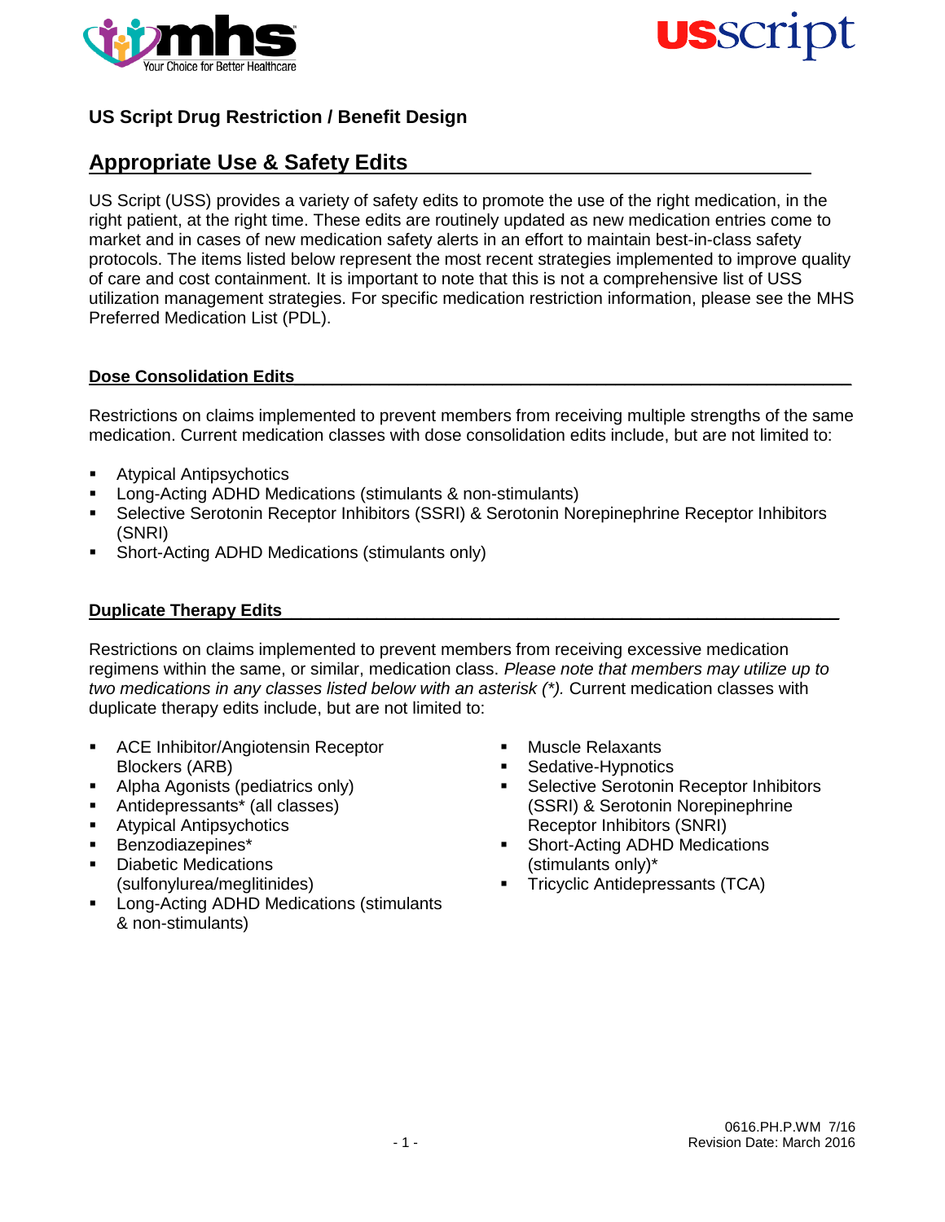## US Script Drug Restriction / Benefit Design

## Appropriate Use & Safety Edits

US Script (USS) provides a variety of safety edits to promote the use of the right medication, in the right patient, at the right time. These edits are routinely updated as new medication entries come to market and in cases of new medication safety alerts in an effort to maintain best-in-class safety protocols. The items listed below represent the most recent strategies implemented to improve quality of care and cost containment. It is important to note that this is not a comprehensive list of USS utilization management strategies. For specific medication restriction information, please see the MHS Preferred Medication List (PDL).

### Dose Consolidation Edits

Restrictions on claims implemented to prevent members from receiving multiple strengths of the same medication. Current medication classes with dose consolidation edits include, but are not limited to:

- Atypical Antipsychotics
- Long-Acting ADHD Medications (stimulants & non-stimulants)
- Selective Serotonin Receptor Inhibitors (SSRI) & Serotonin Norepinephrine Receptor Inhibitors (SNRI)
- Short-Acting ADHD Medications (stimulants only)

### Duplicate Therapy Edits

Restrictions on claims implemented to prevent members from receiving excessive medication regimens within the same, or similar, medication class. *Please note that members may utilize up to two medications in any classes listed below with an asterisk (*).* Current medication classes with duplicate therapy edits include, but are not limited to:

- ACE Inhibitor/Angiotensin Receptor Blockers (ARB)
- Alpha Agonists (pediatrics only)
- Antidepressants* (all classes)
- Atypical Antipsychotics
- Benzodiazepines*
- Diabetic Medications (sulfonylurea/meglitinides)
- Long-Acting ADHD Medications (stimulants & non-stimulants)
- Muscle Relaxants
- Sedative-Hypnotics
- Selective Serotonin Receptor Inhibitors (SSRI) & Serotonin Norepinephrine Receptor Inhibitors (SNRI)
- Short-Acting ADHD Medications (stimulants only)*
- Tricyclic Antidepressants (TCA)

0616.PH.P.WM 7/16
Revision Date: March 2016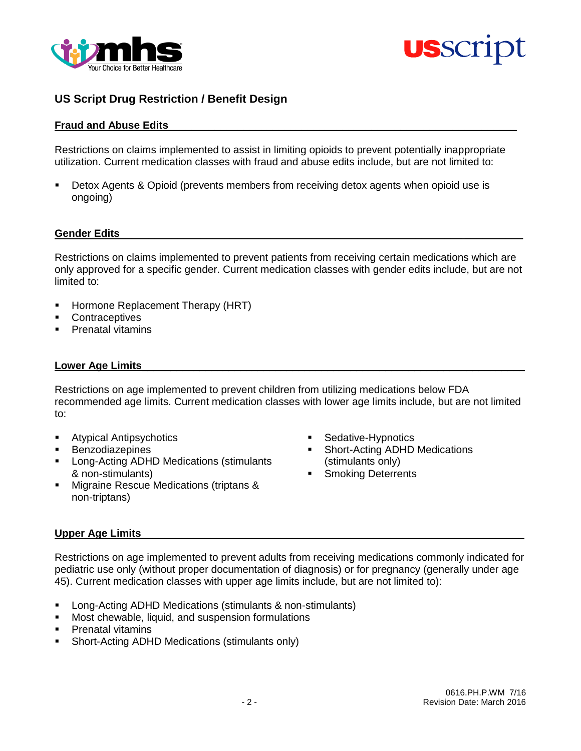## US Script Drug Restriction / Benefit Design

### Fraud and Abuse Edits

Restrictions on claims implemented to assist in limiting opioids to prevent potentially inappropriate utilization. Current medication classes with fraud and abuse edits include, but are not limited to:

- Detox Agents & Opioid (prevents members from receiving detox agents when opioid use is ongoing)

### Gender Edits

Restrictions on claims implemented to prevent patients from receiving certain medications which are only approved for a specific gender. Current medication classes with gender edits include, but are not limited to:

- Hormone Replacement Therapy (HRT)
- Contraceptives
- Prenatal vitamins

### Lower Age Limits

Restrictions on age implemented to prevent children from utilizing medications below FDA recommended age limits. Current medication classes with lower age limits include, but are not limited to:

- Atypical Antipsychotics
- Benzodiazepines
- Long-Acting ADHD Medications (stimulants & non-stimulants)
- Migraine Rescue Medications (triptans & non-triptans)
- Sedative-Hypnotics
- Short-Acting ADHD Medications (stimulants only)
- Smoking Deterrents

### Upper Age Limits

Restrictions on age implemented to prevent adults from receiving medications commonly indicated for pediatric use only (without proper documentation of diagnosis) or for pregnancy (generally under age 45). Current medication classes with upper age limits include, but are not limited to):

- Long-Acting ADHD Medications (stimulants & non-stimulants)
- Most chewable, liquid, and suspension formulations
- Prenatal vitamins
- Short-Acting ADHD Medications (stimulants only)

0616.PH.P.WM 7/16
Revision Date: March 2016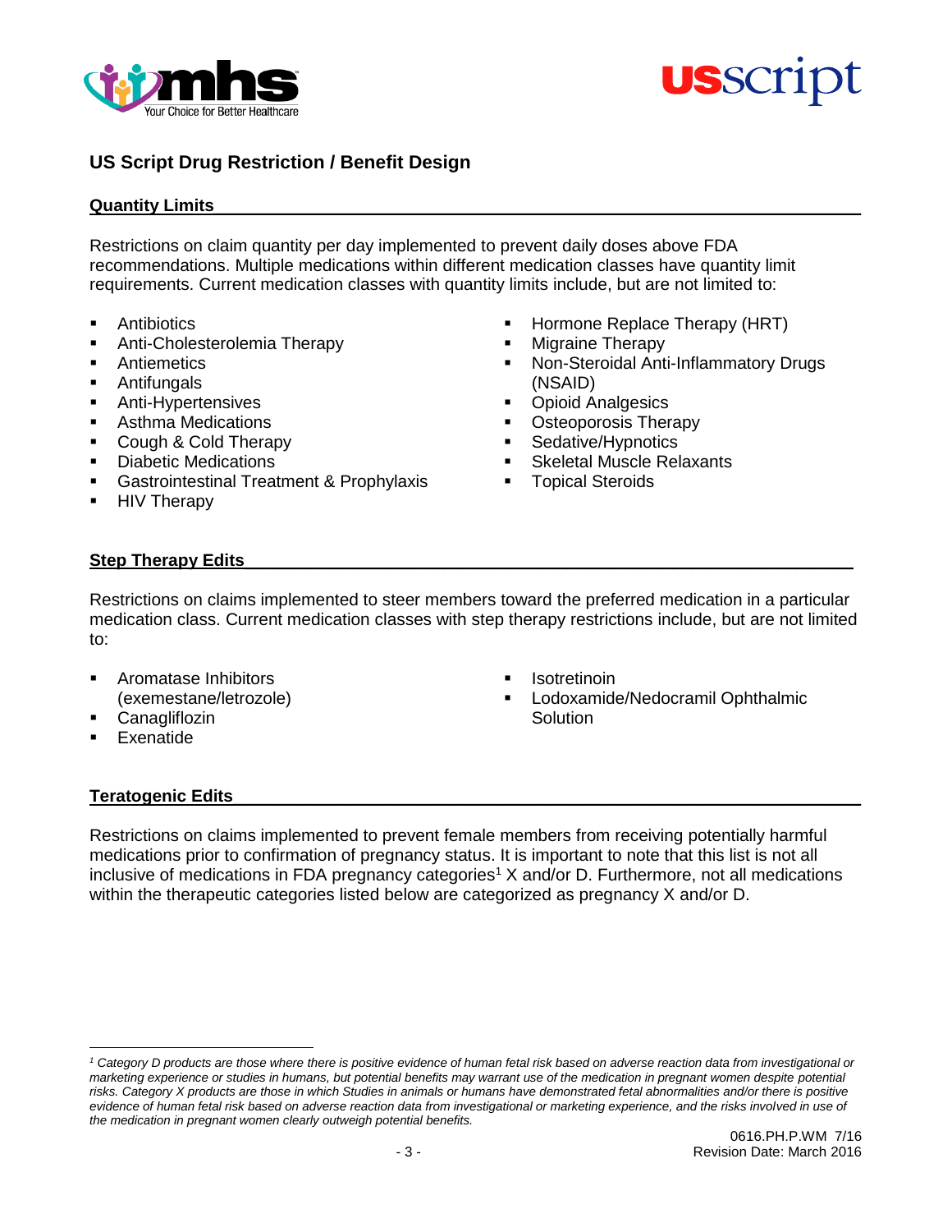## US Script Drug Restriction / Benefit Design

### Quantity Limits

Restrictions on claim quantity per day implemented to prevent daily doses above FDA recommendations. Multiple medications within different medication classes have quantity limit requirements. Current medication classes with quantity limits include, but are not limited to:

- Antibiotics
- Anti-Cholesterolemia Therapy
- Antiemetics
- Antifungals
- Anti-Hypertensives
- Asthma Medications
- Cough & Cold Therapy
- Diabetic Medications
- Gastrointestinal Treatment & Prophylaxis
- HIV Therapy
- Hormone Replace Therapy (HRT)
- Migraine Therapy
- Non-Steroidal Anti-Inflammatory Drugs (NSAID)
- Opioid Analgesics
- Osteoporosis Therapy
- Sedative/Hypnotics
- Skeletal Muscle Relaxants
- Topical Steroids

### Step Therapy Edits

Restrictions on claims implemented to steer members toward the preferred medication in a particular medication class. Current medication classes with step therapy restrictions include, but are not limited to:

- Aromatase Inhibitors (exemestane/letrozole)
- Canagliflozin
- Exenatide
- Isotretinoin
- Lodoxamide/Nedocramil Ophthalmic Solution

### Teratogenic Edits

Restrictions on claims implemented to prevent female members from receiving potentially harmful medications prior to confirmation of pregnancy status. It is important to note that this list is not all inclusive of medications in FDA pregnancy categories[1] X and/or D. Furthermore, not all medications within the therapeutic categories listed below are categorized as pregnancy X and/or D.

---

[1] *Category D products are those where there is positive evidence of human fetal risk based on adverse reaction data from investigational or marketing experience or studies in humans, but potential benefits may warrant use of the medication in pregnant women despite potential risks. Category X products are those in which Studies in animals or humans have demonstrated fetal abnormalities and/or there is positive evidence of human fetal risk based on adverse reaction data from investigational or marketing experience, and the risks involved in use of the medication in pregnant women clearly outweigh potential benefits.*

0616.PH.P.WM 7/16
Revision Date: March 2016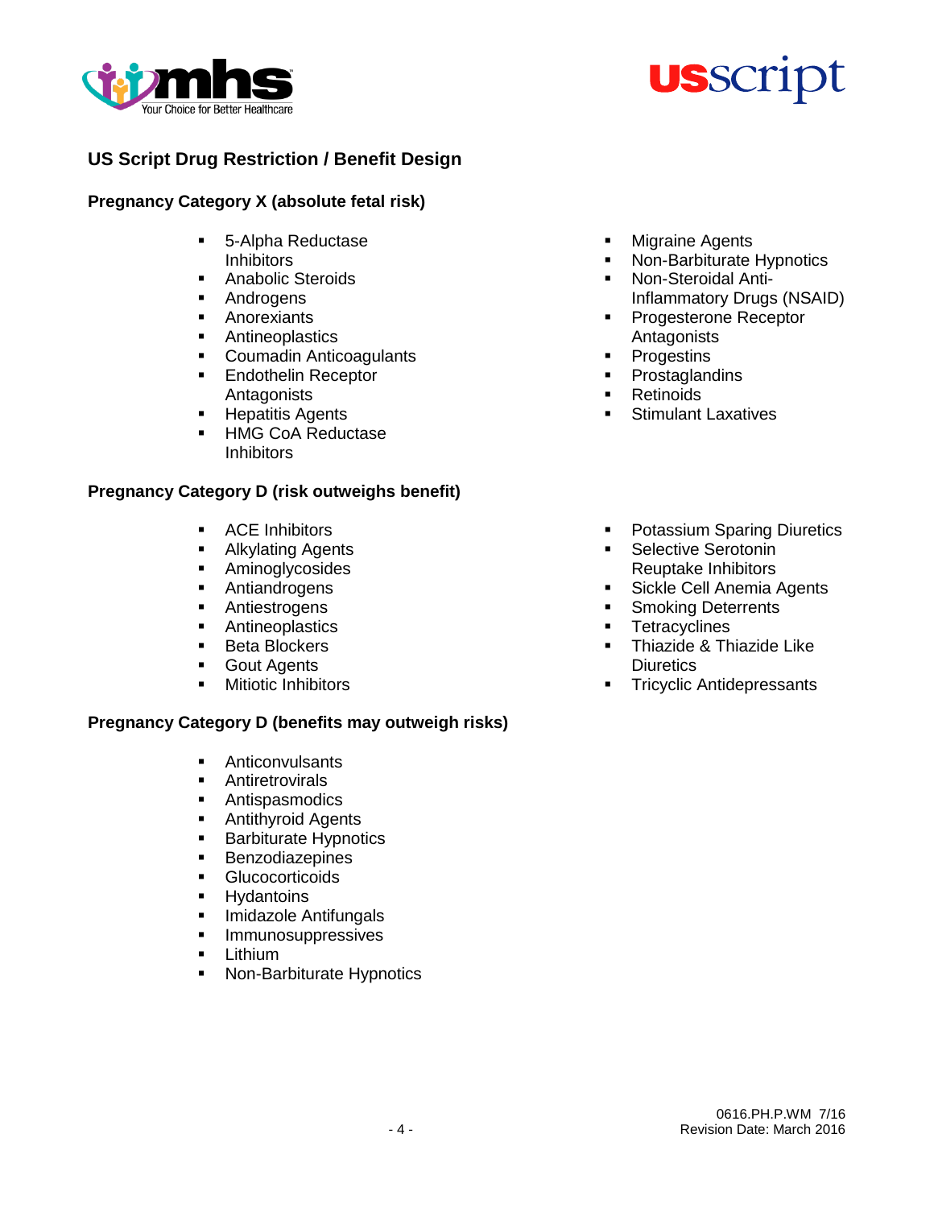## US Script Drug Restriction / Benefit Design

### Pregnancy Category X (absolute fetal risk)

- 5-Alpha Reductase Inhibitors
- Anabolic Steroids
- Androgens
- Anorexiants
- Antineoplastics
- Coumadin Anticoagulants
- Endothelin Receptor Antagonists
- Hepatitis Agents
- HMG CoA Reductase Inhibitors
- Migraine Agents
- Non-Barbiturate Hypnotics
- Non-Steroidal Anti-Inflammatory Drugs (NSAID)
- Progesterone Receptor Antagonists
- Progestins
- Prostaglandins
- Retinoids
- Stimulant Laxatives

### Pregnancy Category D (risk outweighs benefit)

- ACE Inhibitors
- Alkylating Agents
- Aminoglycosides
- Antiandrogens
- Antiestrogens
- Antineoplastics
- Beta Blockers
- Gout Agents
- Mitiotic Inhibitors
- Potassium Sparing Diuretics
- Selective Serotonin Reuptake Inhibitors
- Sickle Cell Anemia Agents
- Smoking Deterrents
- Tetracyclines
- Thiazide & Thiazide Like Diuretics
- Tricyclic Antidepressants

### Pregnancy Category D (benefits may outweigh risks)

- Anticonvulsants
- Antiretrovirals
- Antispasmodics
- Antithyroid Agents
- Barbiturate Hypnotics
- Benzodiazepines
- Glucocorticoids
- Hydantoins
- Imidazole Antifungals
- Immunosuppressives
- Lithium
- Non-Barbiturate Hypnotics

0616.PH.P.WM 7/16
Revision Date: March 2016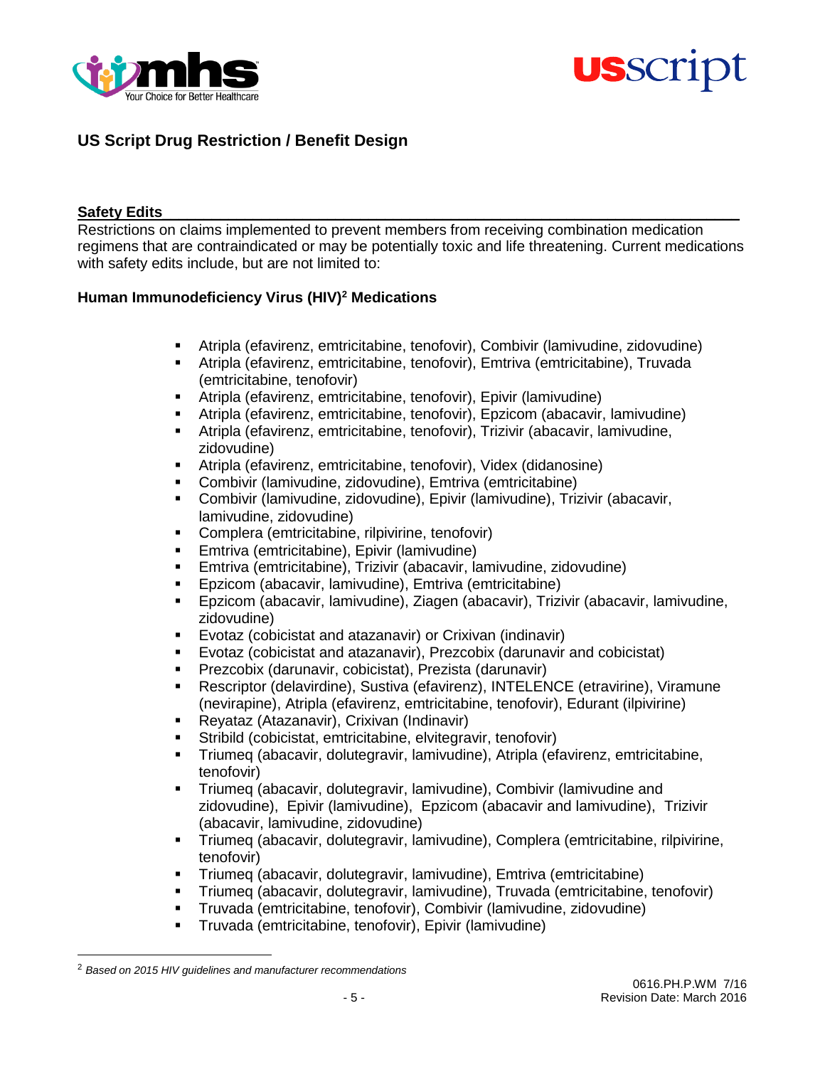## US Script Drug Restriction / Benefit Design

### Safety Edits

Restrictions on claims implemented to prevent members from receiving combination medication regimens that are contraindicated or may be potentially toxic and life threatening. Current medications with safety edits include, but are not limited to:

### Human Immunodeficiency Virus (HIV)[2] Medications

- Atripla (efavirenz, emtricitabine, tenofovir), Combivir (lamivudine, zidovudine)
- Atripla (efavirenz, emtricitabine, tenofovir), Emtriva (emtricitabine), Truvada (emtricitabine, tenofovir)
- Atripla (efavirenz, emtricitabine, tenofovir), Epivir (lamivudine)
- Atripla (efavirenz, emtricitabine, tenofovir), Epzicom (abacavir, lamivudine)
- Atripla (efavirenz, emtricitabine, tenofovir), Trizivir (abacavir, lamivudine, zidovudine)
- Atripla (efavirenz, emtricitabine, tenofovir), Videx (didanosine)
- Combivir (lamivudine, zidovudine), Emtriva (emtricitabine)
- Combivir (lamivudine, zidovudine), Epivir (lamivudine), Trizivir (abacavir, lamivudine, zidovudine)
- Complera (emtricitabine, rilpivirine, tenofovir)
- Emtriva (emtricitabine), Epivir (lamivudine)
- Emtriva (emtricitabine), Trizivir (abacavir, lamivudine, zidovudine)
- Epzicom (abacavir, lamivudine), Emtriva (emtricitabine)
- Epzicom (abacavir, lamivudine), Ziagen (abacavir), Trizivir (abacavir, lamivudine, zidovudine)
- Evotaz (cobicistat and atazanavir) or Crixivan (indinavir)
- Evotaz (cobicistat and atazanavir), Prezcobix (darunavir and cobicistat)
- Prezcobix (darunavir, cobicistat), Prezista (darunavir)
- Rescriptor (delavirdine), Sustiva (efavirenz), INTELENCE (etravirine), Viramune (nevirapine), Atripla (efavirenz, emtricitabine, tenofovir), Edurant (ilpivirine)
- Reyataz (Atazanavir), Crixivan (Indinavir)
- Stribild (cobicistat, emtricitabine, elvitegravir, tenofovir)
- Triumeq (abacavir, dolutegravir, lamivudine), Atripla (efavirenz, emtricitabine, tenofovir)
- Triumeq (abacavir, dolutegravir, lamivudine), Combivir (lamivudine and zidovudine), Epivir (lamivudine), Epzicom (abacavir and lamivudine), Trizivir (abacavir, lamivudine, zidovudine)
- Triumeq (abacavir, dolutegravir, lamivudine), Complera (emtricitabine, rilpivirine, tenofovir)
- Triumeq (abacavir, dolutegravir, lamivudine), Emtriva (emtricitabine)
- Triumeq (abacavir, dolutegravir, lamivudine), Truvada (emtricitabine, tenofovir)
- Truvada (emtricitabine, tenofovir), Combivir (lamivudine, zidovudine)
- Truvada (emtricitabine, tenofovir), Epivir (lamivudine)

[2] *Based on 2015 HIV guidelines and manufacturer recommendations*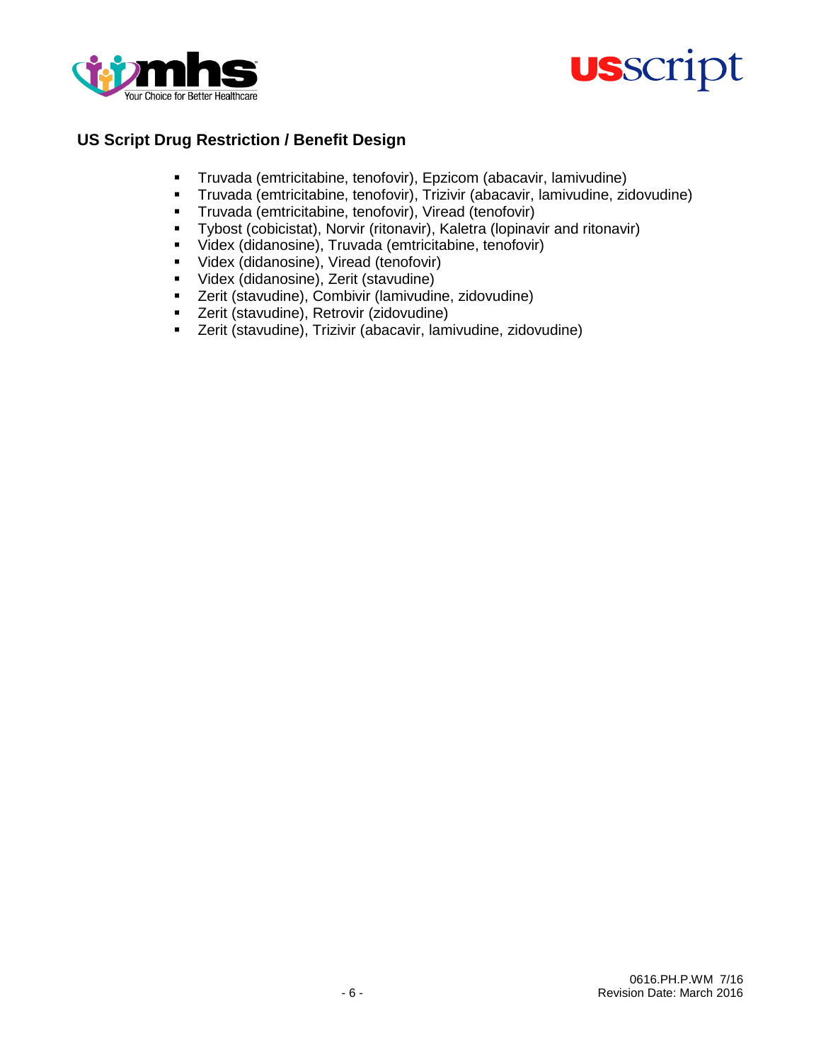## US Script Drug Restriction / Benefit Design

- Truvada (emtricitabine, tenofovir), Epzicom (abacavir, lamivudine)
- Truvada (emtricitabine, tenofovir), Trizivir (abacavir, lamivudine, zidovudine)
- Truvada (emtricitabine, tenofovir), Viread (tenofovir)
- Tybost (cobicistat), Norvir (ritonavir), Kaletra (lopinavir and ritonavir)
- Videx (didanosine), Truvada (emtricitabine, tenofovir)
- Videx (didanosine), Viread (tenofovir)
- Videx (didanosine), Zerit (stavudine)
- Zerit (stavudine), Combivir (lamivudine, zidovudine)
- Zerit (stavudine), Retrovir (zidovudine)
- Zerit (stavudine), Trizivir (abacavir, lamivudine, zidovudine)